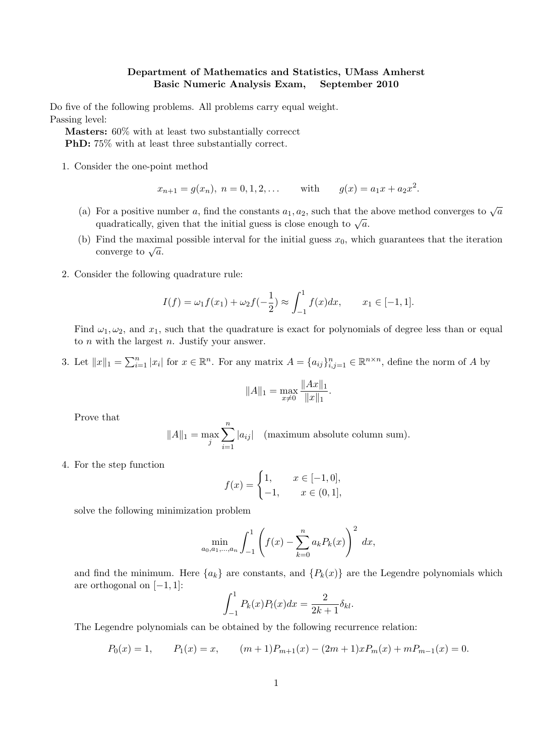**Department of Mathematics and Statistics, UMass Amherst**
**Basic Numeric Analysis Exam, September 2010**

Do five of the following problems. All problems carry equal weight.
Passing level:
  **Masters:** 60% with at least two substantially correcct
  **PhD:** 75% with at least three substantially correct.

1. Consider the one-point method

$$x_{n+1} = g(x_n),\ n = 0, 1, 2, \ldots \qquad \text{with} \qquad g(x) = a_1 x + a_2 x^2.$$

   (a) For a positive number $a$, find the constants $a_1, a_2$, such that the above method converges to $\sqrt{a}$ quadratically, given that the initial guess is close enough to $\sqrt{a}$.

   (b) Find the maximal possible interval for the initial guess $x_0$, which guarantees that the iteration converge to $\sqrt{a}$.

2. Consider the following quadrature rule:

$$I(f) = \omega_1 f(x_1) + \omega_2 f(-\frac{1}{2}) \approx \int_{-1}^{1} f(x)dx, \qquad x_1 \in [-1, 1].$$

   Find $\omega_1, \omega_2$, and $x_1$, such that the quadrature is exact for polynomials of degree less than or equal to $n$ with the largest $n$. Justify your answer.

3. Let $\|x\|_1 = \sum_{i=1}^{n} |x_i|$ for $x \in \mathbb{R}^n$. For any matrix $A = \{a_{ij}\}_{i,j=1}^{n} \in \mathbb{R}^{n\times n}$, define the norm of $A$ by

$$\|A\|_1 = \max_{x\neq 0} \frac{\|Ax\|_1}{\|x\|_1}.$$

   Prove that

$$\|A\|_1 = \max_{j} \sum_{i=1}^{n} |a_{ij}| \quad \text{(maximum absolute column sum).}$$

4. For the step function

$$f(x) = \begin{cases} 1, & x \in [-1, 0], \\ -1, & x \in (0, 1], \end{cases}$$

   solve the following minimization problem

$$\min_{a_0, a_1, \ldots, a_n} \int_{-1}^{1} \left( f(x) - \sum_{k=0}^{n} a_k P_k(x) \right)^2 dx,$$

   and find the minimum. Here $\{a_k\}$ are constants, and $\{P_k(x)\}$ are the Legendre polynomials which are orthogonal on $[-1, 1]$:

$$\int_{-1}^{1} P_k(x) P_l(x) dx = \frac{2}{2k+1}\delta_{kl}.$$

   The Legendre polynomials can be obtained by the following recurrence relation:

$$P_0(x) = 1, \qquad P_1(x) = x, \qquad (m+1)P_{m+1}(x) - (2m+1)xP_m(x) + mP_{m-1}(x) = 0.$$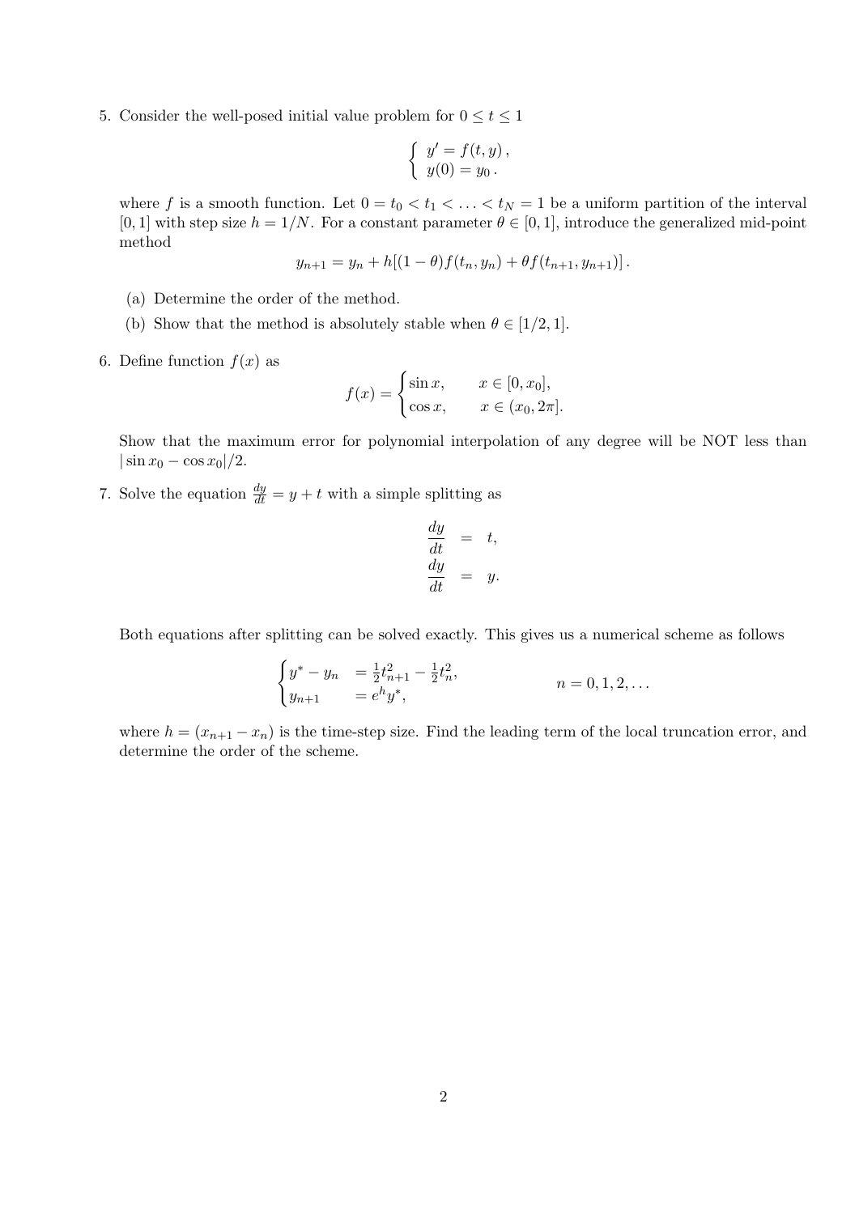5. Consider the well-posed initial value problem for $0 \le t \le 1$

$$
\begin{cases} y' = f(t, y)\,, \\ y(0) = y_0\,. \end{cases}
$$

where $f$ is a smooth function. Let $0 = t_0 < t_1 < \ldots < t_N = 1$ be a uniform partition of the interval $[0, 1]$ with step size $h = 1/N$. For a constant parameter $\theta \in [0, 1]$, introduce the generalized mid-point method

$$
y_{n+1} = y_n + h[(1-\theta) f(t_n, y_n) + \theta f(t_{n+1}, y_{n+1})]\,.
$$

   (a) Determine the order of the method.

   (b) Show that the method is absolutely stable when $\theta \in [1/2, 1]$.

6. Define function $f(x)$ as

$$
f(x) = \begin{cases} \sin x, & x \in [0, x_0], \\ \cos x, & x \in (x_0, 2\pi]. \end{cases}
$$

Show that the maximum error for polynomial interpolation of any degree will be NOT less than $|\sin x_0 - \cos x_0|/2$.

7. Solve the equation $\frac{dy}{dt} = y + t$ with a simple splitting as

$$
\begin{aligned} \frac{dy}{dt} &= t, \\ \frac{dy}{dt} &= y. \end{aligned}
$$

Both equations after splitting can be solved exactly. This gives us a numerical scheme as follows

$$
\begin{cases} y^* - y_n &= \frac{1}{2} t_{n+1}^2 - \frac{1}{2} t_n^2, \\ y_{n+1} &= e^h y^*, \end{cases} \qquad n = 0, 1, 2, \ldots
$$

where $h = (x_{n+1} - x_n)$ is the time-step size. Find the leading term of the local truncation error, and determine the order of the scheme.